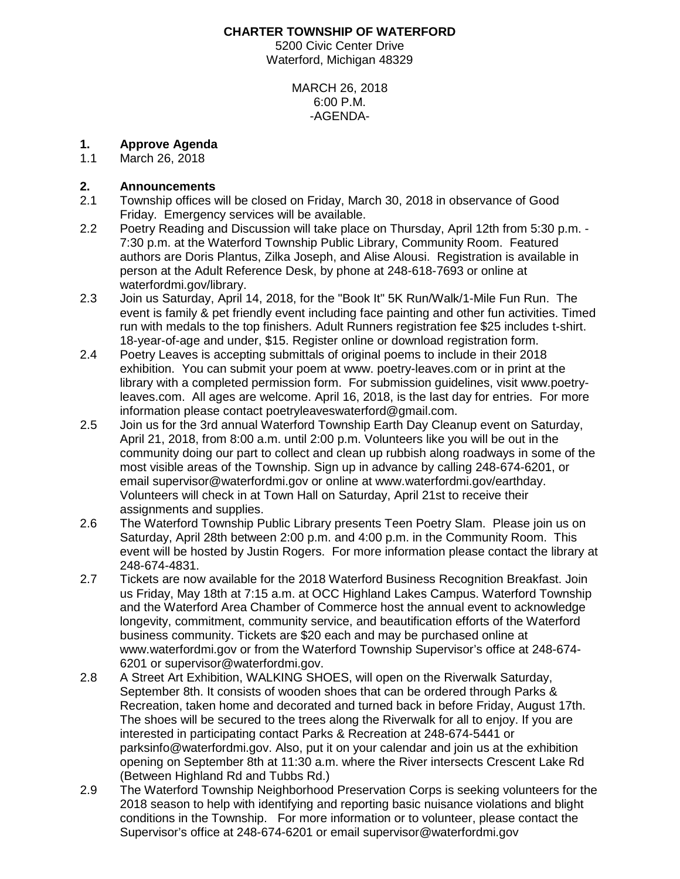**CHARTER TOWNSHIP OF WATERFORD**
5200 Civic Center Drive
Waterford, Michigan 48329

MARCH 26, 2018
6:00 P.M.
-AGENDA-

## 1. Approve Agenda

1.1 March 26, 2018

## 2. Announcements

2.1 Township offices will be closed on Friday, March 30, 2018 in observance of Good Friday. Emergency services will be available.

2.2 Poetry Reading and Discussion will take place on Thursday, April 12th from 5:30 p.m. - 7:30 p.m. at the Waterford Township Public Library, Community Room. Featured authors are Doris Plantus, Zilka Joseph, and Alise Alousi. Registration is available in person at the Adult Reference Desk, by phone at 248-618-7693 or online at waterfordmi.gov/library.

2.3 Join us Saturday, April 14, 2018, for the "Book It" 5K Run/Walk/1-Mile Fun Run. The event is family & pet friendly event including face painting and other fun activities. Timed run with medals to the top finishers. Adult Runners registration fee $25 includes t-shirt. 18-year-of-age and under, $15. Register online or download registration form.

2.4 Poetry Leaves is accepting submittals of original poems to include in their 2018 exhibition. You can submit your poem at www. poetry-leaves.com or in print at the library with a completed permission form. For submission guidelines, visit www.poetry-leaves.com. All ages are welcome. April 16, 2018, is the last day for entries. For more information please contact poetryleaveswaterford@gmail.com.

2.5 Join us for the 3rd annual Waterford Township Earth Day Cleanup event on Saturday, April 21, 2018, from 8:00 a.m. until 2:00 p.m. Volunteers like you will be out in the community doing our part to collect and clean up rubbish along roadways in some of the most visible areas of the Township. Sign up in advance by calling 248-674-6201, or email supervisor@waterfordmi.gov or online at www.waterfordmi.gov/earthday. Volunteers will check in at Town Hall on Saturday, April 21st to receive their assignments and supplies.

2.6 The Waterford Township Public Library presents Teen Poetry Slam. Please join us on Saturday, April 28th between 2:00 p.m. and 4:00 p.m. in the Community Room. This event will be hosted by Justin Rogers. For more information please contact the library at 248-674-4831.

2.7 Tickets are now available for the 2018 Waterford Business Recognition Breakfast. Join us Friday, May 18th at 7:15 a.m. at OCC Highland Lakes Campus. Waterford Township and the Waterford Area Chamber of Commerce host the annual event to acknowledge longevity, commitment, community service, and beautification efforts of the Waterford business community. Tickets are $20 each and may be purchased online at www.waterfordmi.gov or from the Waterford Township Supervisor's office at 248-674-6201 or supervisor@waterfordmi.gov.

2.8 A Street Art Exhibition, WALKING SHOES, will open on the Riverwalk Saturday, September 8th. It consists of wooden shoes that can be ordered through Parks & Recreation, taken home and decorated and turned back in before Friday, August 17th. The shoes will be secured to the trees along the Riverwalk for all to enjoy. If you are interested in participating contact Parks & Recreation at 248-674-5441 or parksinfo@waterfordmi.gov. Also, put it on your calendar and join us at the exhibition opening on September 8th at 11:30 a.m. where the River intersects Crescent Lake Rd (Between Highland Rd and Tubbs Rd.)

2.9 The Waterford Township Neighborhood Preservation Corps is seeking volunteers for the 2018 season to help with identifying and reporting basic nuisance violations and blight conditions in the Township. For more information or to volunteer, please contact the Supervisor's office at 248-674-6201 or email supervisor@waterfordmi.gov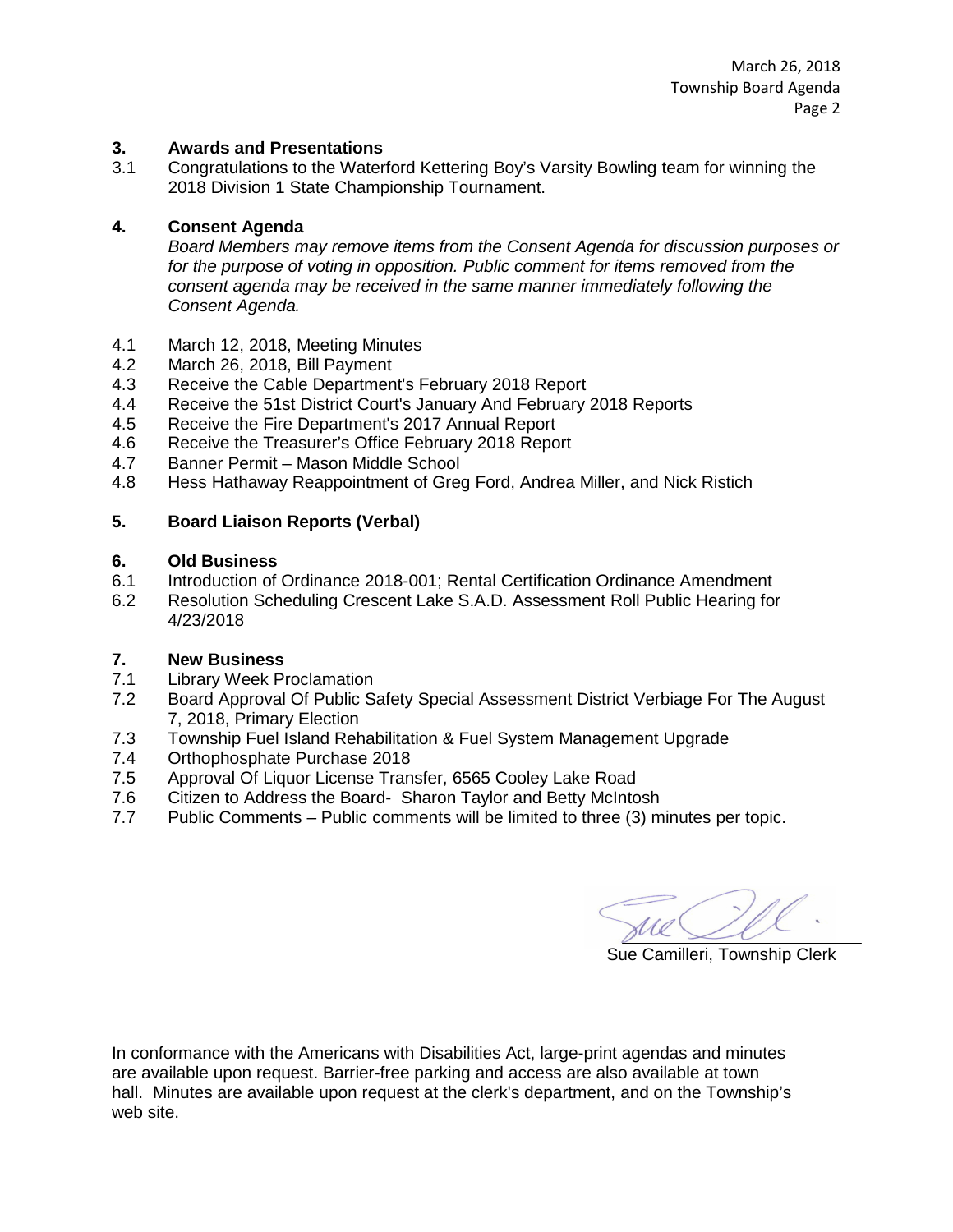## 3. Awards and Presentations

3.1 Congratulations to the Waterford Kettering Boy's Varsity Bowling team for winning the 2018 Division 1 State Championship Tournament.

## 4. Consent Agenda

*Board Members may remove items from the Consent Agenda for discussion purposes or for the purpose of voting in opposition. Public comment for items removed from the consent agenda may be received in the same manner immediately following the Consent Agenda.*

4.1 March 12, 2018, Meeting Minutes
4.2 March 26, 2018, Bill Payment
4.3 Receive the Cable Department's February 2018 Report
4.4 Receive the 51st District Court's January And February 2018 Reports
4.5 Receive the Fire Department's 2017 Annual Report
4.6 Receive the Treasurer's Office February 2018 Report
4.7 Banner Permit – Mason Middle School
4.8 Hess Hathaway Reappointment of Greg Ford, Andrea Miller, and Nick Ristich

## 5. Board Liaison Reports (Verbal)

## 6. Old Business

6.1 Introduction of Ordinance 2018-001; Rental Certification Ordinance Amendment
6.2 Resolution Scheduling Crescent Lake S.A.D. Assessment Roll Public Hearing for 4/23/2018

## 7. New Business

7.1 Library Week Proclamation
7.2 Board Approval Of Public Safety Special Assessment District Verbiage For The August 7, 2018, Primary Election
7.3 Township Fuel Island Rehabilitation & Fuel System Management Upgrade
7.4 Orthophosphate Purchase 2018
7.5 Approval Of Liquor License Transfer, 6565 Cooley Lake Road
7.6 Citizen to Address the Board- Sharon Taylor and Betty McIntosh
7.7 Public Comments – Public comments will be limited to three (3) minutes per topic.

Sue Camilleri, Township Clerk

In conformance with the Americans with Disabilities Act, large-print agendas and minutes are available upon request. Barrier-free parking and access are also available at town hall. Minutes are available upon request at the clerk's department, and on the Township's web site.